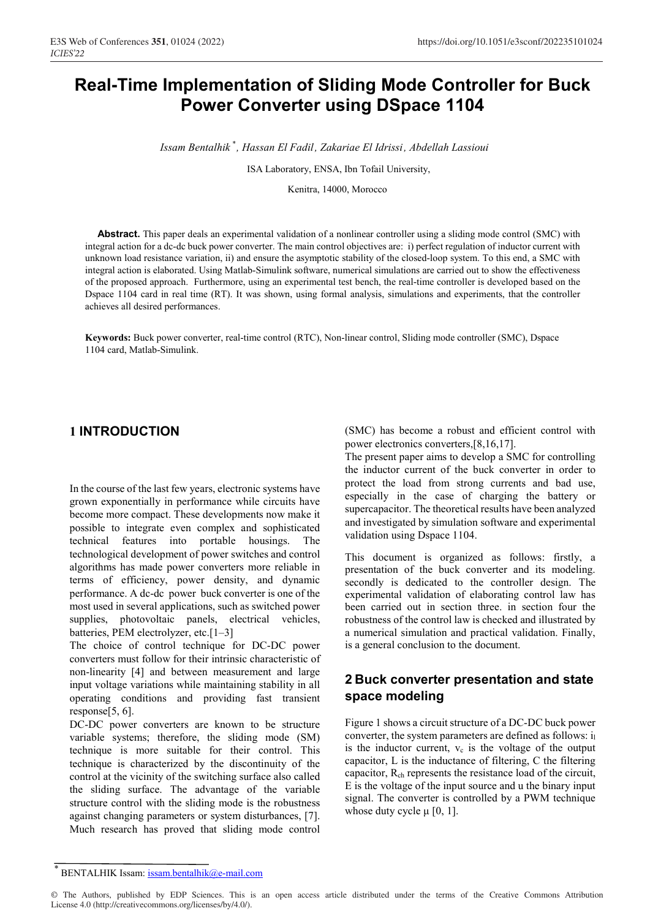# Real-Time Implementation of Sliding Mode Controller for Buck Power Converter using DSpace 1104

*Issam Bentalhik*[*]*, Hassan El Fadil, Zakariae El Idrissi, Abdellah Lassioui*

ISA Laboratory, ENSA, Ibn Tofail University,

Kenitra, 14000, Morocco

**Abstract.** This paper deals an experimental validation of a nonlinear controller using a sliding mode control (SMC) with integral action for a dc-dc buck power converter. The main control objectives are: i) perfect regulation of inductor current with unknown load resistance variation, ii) and ensure the asymptotic stability of the closed-loop system. To this end, a SMC with integral action is elaborated. Using Matlab-Simulink software, numerical simulations are carried out to show the effectiveness of the proposed approach. Furthermore, using an experimental test bench, the real-time controller is developed based on the Dspace 1104 card in real time (RT). It was shown, using formal analysis, simulations and experiments, that the controller achieves all desired performances.

**Keywords:** Buck power converter, real-time control (RTC), Non-linear control, Sliding mode controller (SMC), Dspace 1104 card, Matlab-Simulink.

## 1 INTRODUCTION

In the course of the last few years, electronic systems have grown exponentially in performance while circuits have become more compact. These developments now make it possible to integrate even complex and sophisticated technical features into portable housings. The technological development of power switches and control algorithms has made power converters more reliable in terms of efficiency, power density, and dynamic performance. A dc-dc power buck converter is one of the most used in several applications, such as switched power supplies, photovoltaic panels, electrical vehicles, batteries, PEM electrolyzer, etc.[1–3]

The choice of control technique for DC-DC power converters must follow for their intrinsic characteristic of non-linearity [4] and between measurement and large input voltage variations while maintaining stability in all operating conditions and providing fast transient response[5, 6].

DC-DC power converters are known to be structure variable systems; therefore, the sliding mode (SM) technique is more suitable for their control. This technique is characterized by the discontinuity of the control at the vicinity of the switching surface also called the sliding surface. The advantage of the variable structure control with the sliding mode is the robustness against changing parameters or system disturbances, [7]. Much research has proved that sliding mode control (SMC) has become a robust and efficient control with power electronics converters,[8,16,17].

The present paper aims to develop a SMC for controlling the inductor current of the buck converter in order to protect the load from strong currents and bad use, especially in the case of charging the battery or supercapacitor. The theoretical results have been analyzed and investigated by simulation software and experimental validation using Dspace 1104.

This document is organized as follows: firstly, a presentation of the buck converter and its modeling. secondly is dedicated to the controller design. The experimental validation of elaborating control law has been carried out in section three. in section four the robustness of the control law is checked and illustrated by a numerical simulation and practical validation. Finally, is a general conclusion to the document.

## 2 Buck converter presentation and state space modeling

Figure 1 shows a circuit structure of a DC-DC buck power converter, the system parameters are defined as follows: $i_l$ is the inductor current, $v_c$ is the voltage of the output capacitor, L is the inductance of filtering, C the filtering capacitor, $R_{ch}$ represents the resistance load of the circuit, E is the voltage of the input source and u the binary input signal. The converter is controlled by a PWM technique whose duty cycle μ [0, 1].

[*] BENTALHIK Issam: issam.bentalhik@e-mail.com

© The Authors, published by EDP Sciences. This is an open access article distributed under the terms of the Creative Commons Attribution License 4.0 (http://creativecommons.org/licenses/by/4.0/).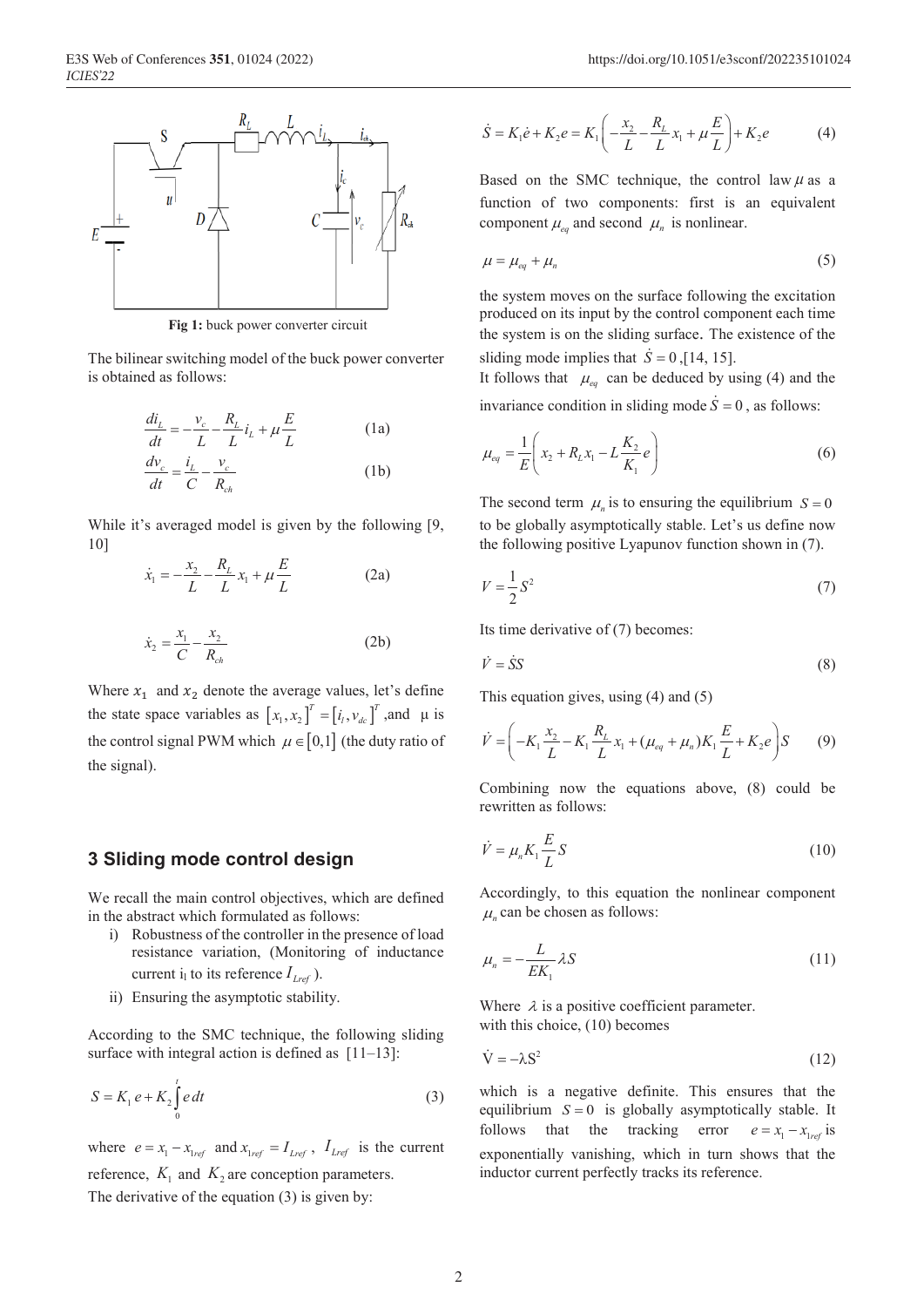**Fig 1:** buck power converter circuit

The bilinear switching model of the buck power converter is obtained as follows:

$$\frac{di_L}{dt} = -\frac{v_c}{L} - \frac{R_L}{L} i_L + \mu \frac{E}{L} \tag{1a}$$

$$\frac{dv_c}{dt} = \frac{i_L}{C} - \frac{v_c}{R_{ch}} \tag{1b}$$

While it's averaged model is given by the following [9, 10]

$$\dot{x}_1 = -\frac{x_2}{L} - \frac{R_L}{L} x_1 + \mu \frac{E}{L} \tag{2a}$$

$$\dot{x}_2 = \frac{x_1}{C} - \frac{x_2}{R_{ch}} \tag{2b}$$

Where $x_1$ and $x_2$ denote the average values, let's define the state space variables as $[x_1, x_2]^T = [i_l, v_{dc}]^T$, and $\mu$ is the control signal PWM which $\mu \in [0,1]$ (the duty ratio of the signal).

## 3 Sliding mode control design

We recall the main control objectives, which are defined in the abstract which formulated as follows:

i) Robustness of the controller in the presence of load resistance variation, (Monitoring of inductance current $i_l$ to its reference $I_{Lref}$).

ii) Ensuring the asymptotic stability.

According to the SMC technique, the following sliding surface with integral action is defined as [11–13]:

$$S = K_1 e + K_2 \int_0^t e\, dt \tag{3}$$

where $e = x_1 - x_{1ref}$ and $x_{1ref} = I_{Lref}$, $I_{Lref}$ is the current reference, $K_1$ and $K_2$ are conception parameters.

The derivative of the equation (3) is given by:

$$\dot{S} = K_1 \dot{e} + K_2 e = K_1 \left( -\frac{x_2}{L} - \frac{R_L}{L} x_1 + \mu \frac{E}{L} \right) + K_2 e \tag{4}$$

Based on the SMC technique, the control law $\mu$ as a function of two components: first is an equivalent component $\mu_{eq}$ and second $\mu_n$ is nonlinear.

$$\mu = \mu_{eq} + \mu_n \tag{5}$$

the system moves on the surface following the excitation produced on its input by the control component each time the system is on the sliding surface. The existence of the sliding mode implies that $\dot{S} = 0$, [14, 15].

It follows that $\mu_{eq}$ can be deduced by using (4) and the invariance condition in sliding mode $\dot{S} = 0$, as follows:

$$\mu_{eq} = \frac{1}{E} \left( x_2 + R_L x_1 - L \frac{K_2}{K_1} e \right) \tag{6}$$

The second term $\mu_n$ is to ensuring the equilibrium $S = 0$ to be globally asymptotically stable. Let's us define now the following positive Lyapunov function shown in (7).

$$V = \frac{1}{2} S^2 \tag{7}$$

Its time derivative of (7) becomes:

$$\dot{V} = \dot{S} S \tag{8}$$

This equation gives, using (4) and (5)

$$\dot{V} = \left( -K_1 \frac{x_2}{L} - K_1 \frac{R_L}{L} x_1 + (\mu_{eq} + \mu_n) K_1 \frac{E}{L} + K_2 e \right) S \tag{9}$$

Combining now the equations above, (8) could be rewritten as follows:

$$\dot{V} = \mu_n K_1 \frac{E}{L} S \tag{10}$$

Accordingly, to this equation the nonlinear component $\mu_n$ can be chosen as follows:

$$\mu_n = -\frac{L}{E K_1} \lambda S \tag{11}$$

Where $\lambda$ is a positive coefficient parameter.
with this choice, (10) becomes

$$\dot{V} = -\lambda S^2 \tag{12}$$

which is a negative definite. This ensures that the equilibrium $S = 0$ is globally asymptotically stable. It follows that the tracking error $e = x_1 - x_{1ref}$ is exponentially vanishing, which in turn shows that the inductor current perfectly tracks its reference.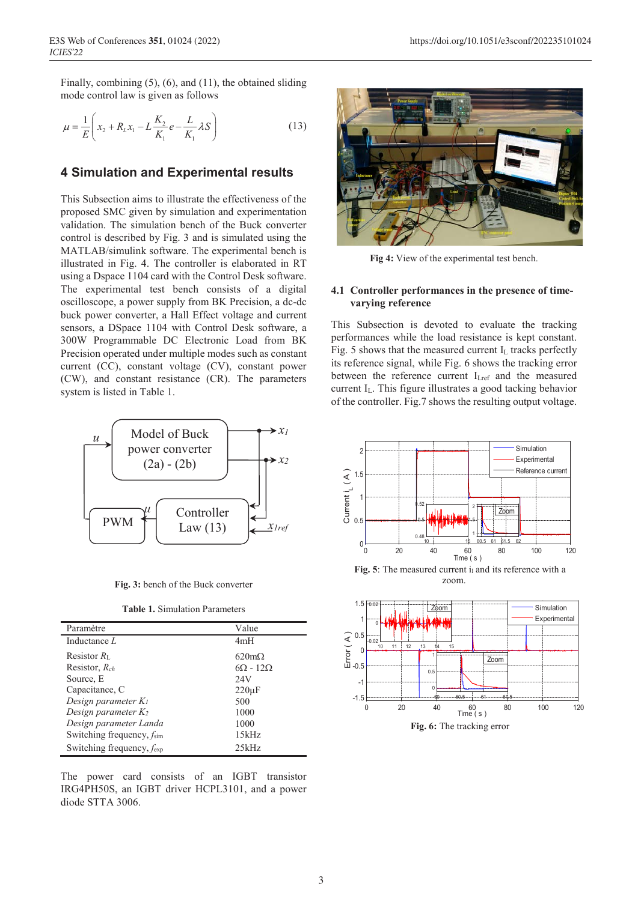Finally, combining (5), (6), and (11), the obtained sliding mode control law is given as follows

$$\mu = \frac{1}{E}\left(x_2 + R_L x_1 - L\frac{K_2}{K_1}e - \frac{L}{K_1}\lambda S\right) \tag{13}$$

## 4 Simulation and Experimental results

This Subsection aims to illustrate the effectiveness of the proposed SMC given by simulation and experimentation validation. The simulation bench of the Buck converter control is described by Fig. 3 and is simulated using the MATLAB/simulink software. The experimental bench is illustrated in Fig. 4. The controller is elaborated in RT using a Dspace 1104 card with the Control Desk software. The experimental test bench consists of a digital oscilloscope, a power supply from BK Precision, a dc-dc buck power converter, a Hall Effect voltage and current sensors, a DSpace 1104 with Control Desk software, a 300W Programmable DC Electronic Load from BK Precision operated under multiple modes such as constant current (CC), constant voltage (CV), constant power (CW), and constant resistance (CR). The parameters system is listed in Table 1.

**Fig. 3:** bench of the Buck converter

**Table 1.** Simulation Parameters

| Paramètre | Value |
|---|---|
| Inductance *L* | 4mH |
| Resistor $R_L$ | 620mΩ |
| Resistor, $R_{ch}$ | 6Ω - 12Ω |
| Source, E | 24V |
| Capacitance, C | 220µF |
| *Design parameter* $K_1$ | 500 |
| *Design parameter* $K_2$ | 1000 |
| *Design parameter Landa* | 1000 |
| Switching frequency, $f_{sim}$ | 15kHz |
| Switching frequency, $f_{exp}$ | 25kHz |

The power card consists of an IGBT transistor IRG4PH50S, an IGBT driver HCPL3101, and a power diode STTA 3006.

**Fig 4:** View of the experimental test bench.

### 4.1 Controller performances in the presence of time-varying reference

This Subsection is devoted to evaluate the tracking performances while the load resistance is kept constant. Fig. 5 shows that the measured current $I_L$ tracks perfectly its reference signal, while Fig. 6 shows the tracking error between the reference current $I_{Lref}$ and the measured current $I_L$. This figure illustrates a good tacking behavior of the controller. Fig.7 shows the resulting output voltage.

**Fig. 5**: The measured current $i_l$ and its reference with a zoom.

**Fig. 6:** The tracking error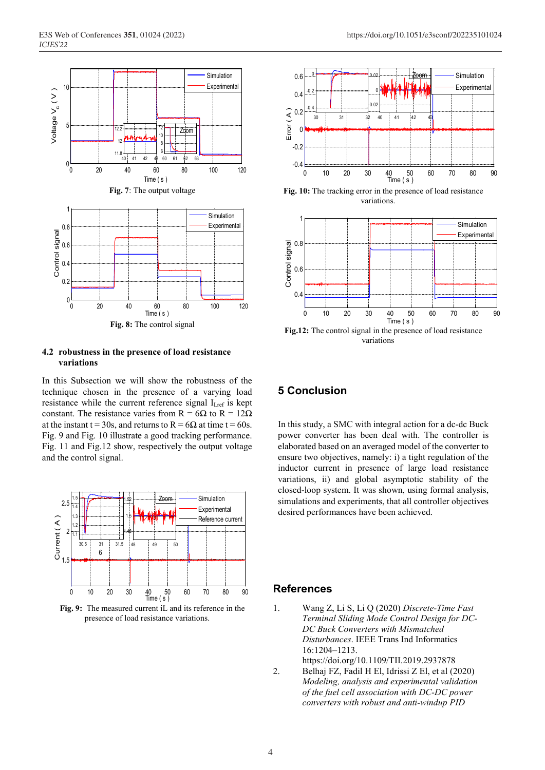**Fig. 7**: The output voltage

**Fig. 8:** The control signal

### 4.2 robustness in the presence of load resistance variations

In this Subsection we will show the robustness of the technique chosen in the presence of a varying load resistance while the current reference signal $I_{Lref}$ is kept constant. The resistance varies from R = 6Ω to R = 12Ω at the instant t = 30s, and returns to R = 6Ω at time t = 60s. Fig. 9 and Fig. 10 illustrate a good tracking performance. Fig. 11 and Fig.12 show, respectively the output voltage and the control signal.

**Fig. 9:** The measured current iL and its reference in the presence of load resistance variations.

**Fig. 10:** The tracking error in the presence of load resistance variations.

**Fig.12:** The control signal in the presence of load resistance variations

## 5 Conclusion

In this study, a SMC with integral action for a dc-dc Buck power converter has been deal with. The controller is elaborated based on an averaged model of the converter to ensure two objectives, namely: i) a tight regulation of the inductor current in presence of large load resistance variations, ii) and global asymptotic stability of the closed-loop system. It was shown, using formal analysis, simulations and experiments, that all controller objectives desired performances have been achieved.

## References

1. Wang Z, Li S, Li Q (2020) *Discrete-Time Fast Terminal Sliding Mode Control Design for DC-DC Buck Converters with Mismatched Disturbances*. IEEE Trans Ind Informatics 16:1204–1213. https://doi.org/10.1109/TII.2019.2937878
2. Belhaj FZ, Fadil H El, Idrissi Z El, et al (2020) *Modeling, analysis and experimental validation of the fuel cell association with DC-DC power converters with robust and anti-windup PID*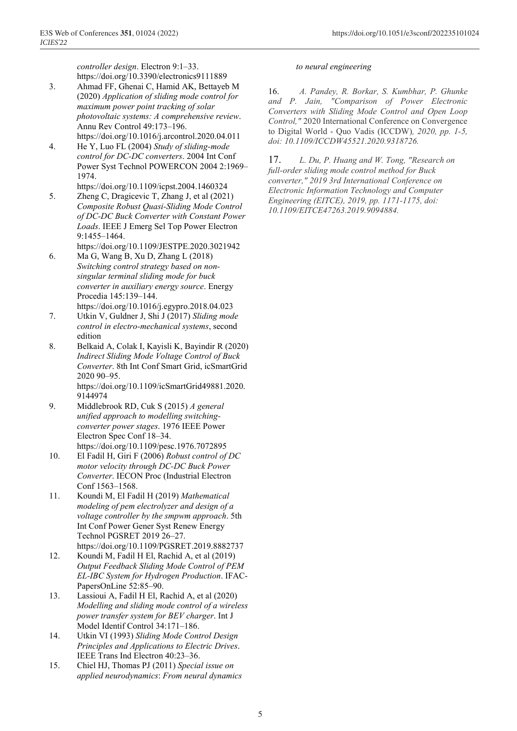*controller design*. Electron 9:1–33. https://doi.org/10.3390/electronics9111889

3. Ahmad FF, Ghenai C, Hamid AK, Bettayeb M (2020) *Application of sliding mode control for maximum power point tracking of solar photovoltaic systems: A comprehensive review*. Annu Rev Control 49:173–196. https://doi.org/10.1016/j.arcontrol.2020.04.011
4. He Y, Luo FL (2004) *Study of sliding-mode control for DC-DC converters*. 2004 Int Conf Power Syst Technol POWERCON 2004 2:1969–1974. https://doi.org/10.1109/icpst.2004.1460324
5. Zheng C, Dragicevic T, Zhang J, et al (2021) *Composite Robust Quasi-Sliding Mode Control of DC-DC Buck Converter with Constant Power Loads*. IEEE J Emerg Sel Top Power Electron 9:1455–1464. https://doi.org/10.1109/JESTPE.2020.3021942
6. Ma G, Wang B, Xu D, Zhang L (2018) *Switching control strategy based on non-singular terminal sliding mode for buck converter in auxiliary energy source*. Energy Procedia 145:139–144. https://doi.org/10.1016/j.egypro.2018.04.023
7. Utkin V, Guldner J, Shi J (2017) *Sliding mode control in electro-mechanical systems*, second edition
8. Belkaid A, Colak I, Kayisli K, Bayindir R (2020) *Indirect Sliding Mode Voltage Control of Buck Converter*. 8th Int Conf Smart Grid, icSmartGrid 2020 90–95. https://doi.org/10.1109/icSmartGrid49881.2020.9144974
9. Middlebrook RD, Cuk S (2015) *A general unified approach to modelling switching-converter power stages*. 1976 IEEE Power Electron Spec Conf 18–34. https://doi.org/10.1109/pesc.1976.7072895
10. El Fadil H, Giri F (2006) *Robust control of DC motor velocity through DC-DC Buck Power Converter*. IECON Proc (Industrial Electron Conf 1563–1568.
11. Koundi M, El Fadil H (2019) *Mathematical modeling of pem electrolyzer and design of a voltage controller by the smpwm approach*. 5th Int Conf Power Gener Syst Renew Energy Technol PGSRET 2019 26–27. https://doi.org/10.1109/PGSRET.2019.8882737
12. Koundi M, Fadil H El, Rachid A, et al (2019) *Output Feedback Sliding Mode Control of PEM EL-IBC System for Hydrogen Production*. IFAC-PapersOnLine 52:85–90.
13. Lassioui A, Fadil H El, Rachid A, et al (2020) *Modelling and sliding mode control of a wireless power transfer system for BEV charger*. Int J Model Identif Control 34:171–186.
14. Utkin VI (1993) *Sliding Mode Control Design Principles and Applications to Electric Drives*. IEEE Trans Ind Electron 40:23–36.
15. Chiel HJ, Thomas PJ (2011) *Special issue on applied neurodynamics*: *From neural dynamics to neural engineering*
16. *A. Pandey, R. Borkar, S. Kumbhar, P. Ghunke and P. Jain, "Comparison of Power Electronic Converters with Sliding Mode Control and Open Loop Control,"* 2020 International Conference on Convergence to Digital World - Quo Vadis (ICCDW)*, 2020, pp. 1-5, doi: 10.1109/ICCDW45521.2020.9318726.*
17. *L. Du, P. Huang and W. Tong, "Research on full-order sliding mode control method for Buck converter," 2019 3rd International Conference on Electronic Information Technology and Computer Engineering (EITCE), 2019, pp. 1171-1175, doi: 10.1109/EITCE47263.2019.9094884.*